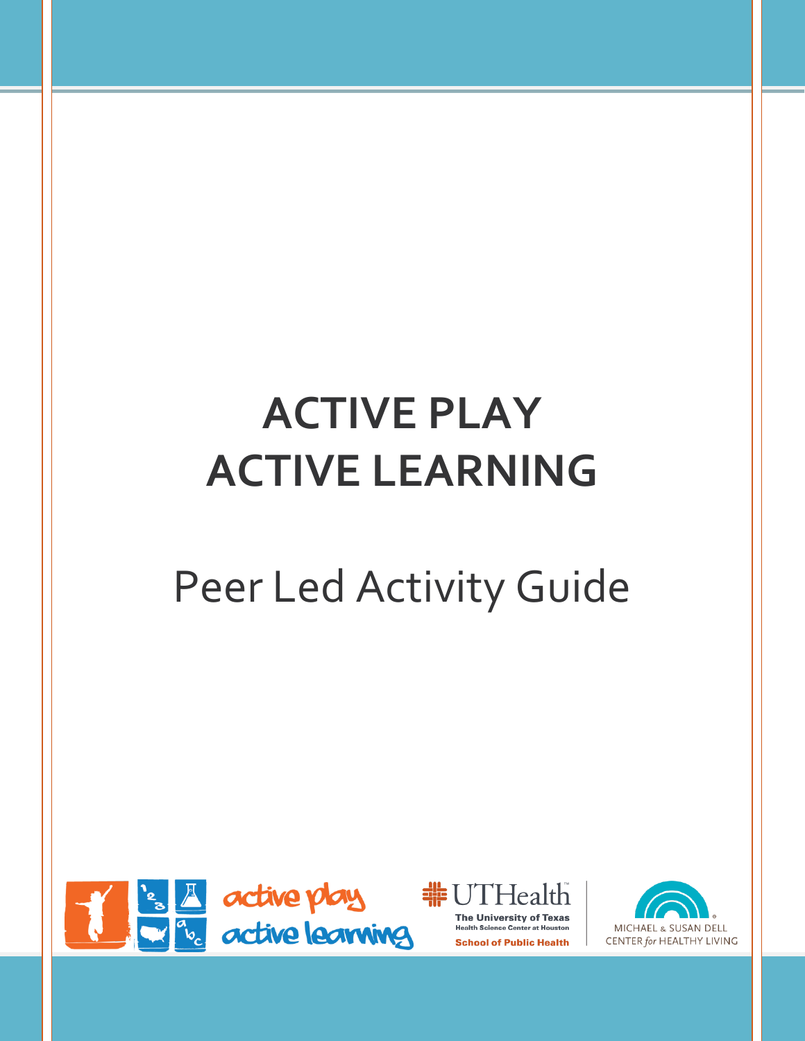# ACTIVE PLAY
# ACTIVE LEARNING

## Peer Led Activity Guide

active play active learning

UTHealth
The University of Texas Health Science Center at Houston
School of Public Health

MICHAEL & SUSAN DELL CENTER *for* HEALTHY LIVING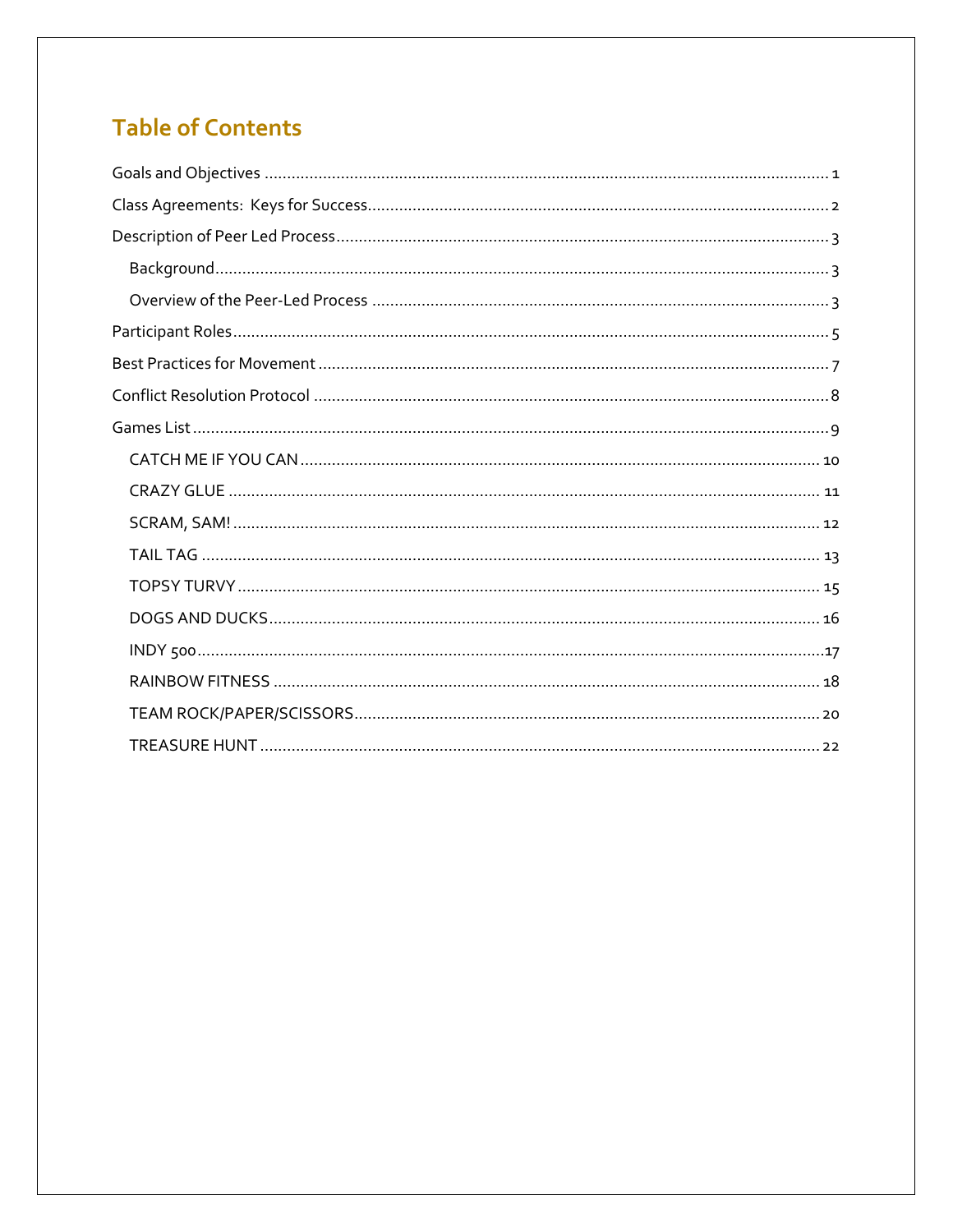# Table of Contents

Goals and Objectives ........................................................................................................ 1

Class Agreements: Keys for Success.................................................................................. 2

Description of Peer Led Process.......................................................................................... 3

- Background.................................................................................................................. 3
- Overview of the Peer-Led Process ................................................................................ 3

Participant Roles................................................................................................................ 5

Best Practices for Movement .............................................................................................. 7

Conflict Resolution Protocol ............................................................................................... 8

Games List ......................................................................................................................... 9

- CATCH ME IF YOU CAN ............................................................................................ 10
- CRAZY GLUE ............................................................................................................. 11
- SCRAM, SAM! ............................................................................................................ 12
- TAIL TAG ................................................................................................................... 13
- TOPSY TURVY ............................................................................................................ 15
- DOGS AND DUCKS..................................................................................................... 16
- INDY 500.................................................................................................................... 17
- RAINBOW FITNESS .................................................................................................... 18
- TEAM ROCK/PAPER/SCISSORS.................................................................................. 20
- TREASURE HUNT ....................................................................................................... 22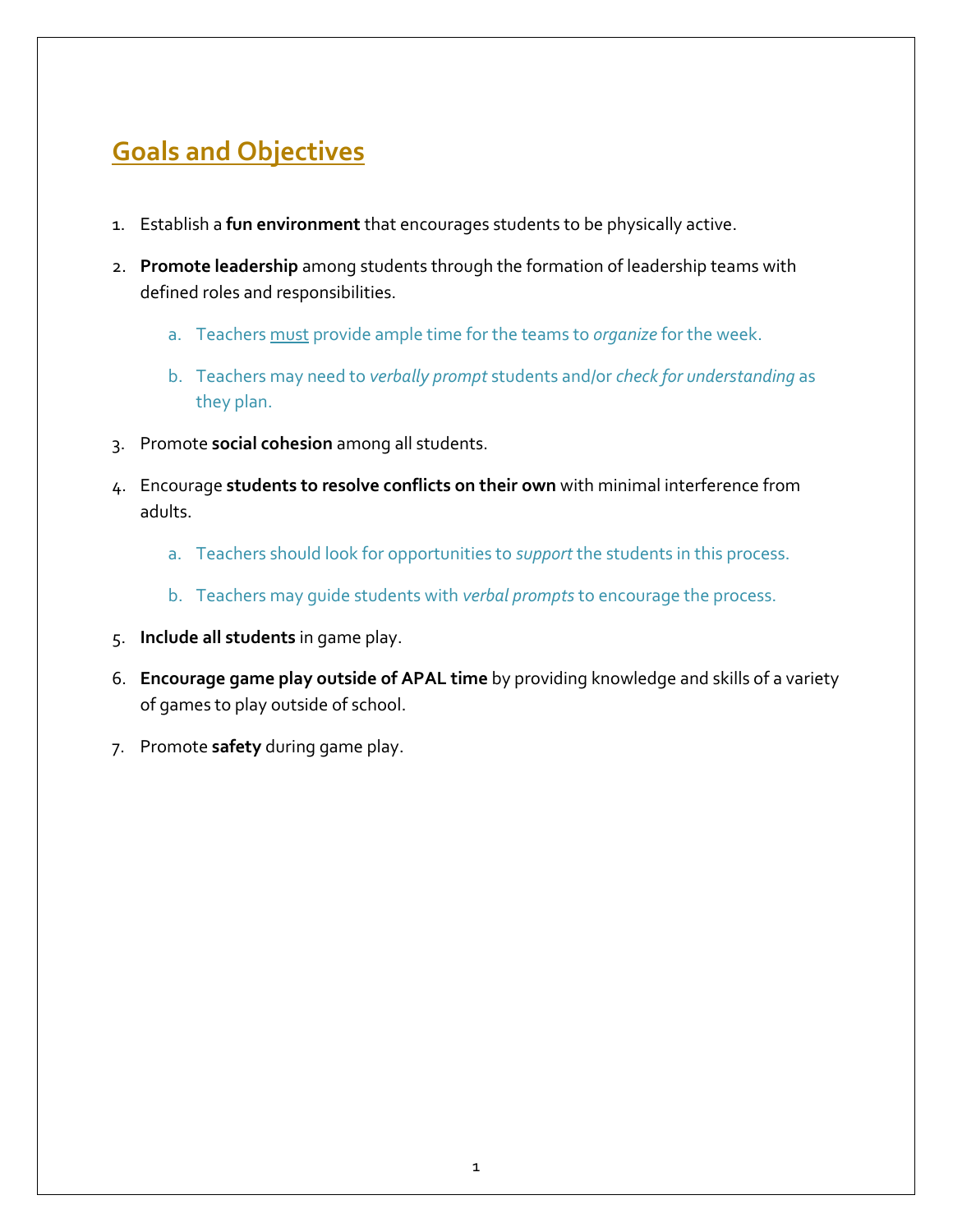## Goals and Objectives

1. Establish a **fun environment** that encourages students to be physically active.
2. **Promote leadership** among students through the formation of leadership teams with defined roles and responsibilities.
    a. Teachers <u>must</u> provide ample time for the teams to *organize* for the week.
    b. Teachers may need to *verbally prompt* students and/or *check for understanding* as they plan.
3. Promote **social cohesion** among all students.
4. Encourage **students to resolve conflicts on their own** with minimal interference from adults.
    a. Teachers should look for opportunities to *support* the students in this process.
    b. Teachers may guide students with *verbal prompts* to encourage the process.
5. **Include all students** in game play.
6. **Encourage game play outside of APAL time** by providing knowledge and skills of a variety of games to play outside of school.
7. Promote **safety** during game play.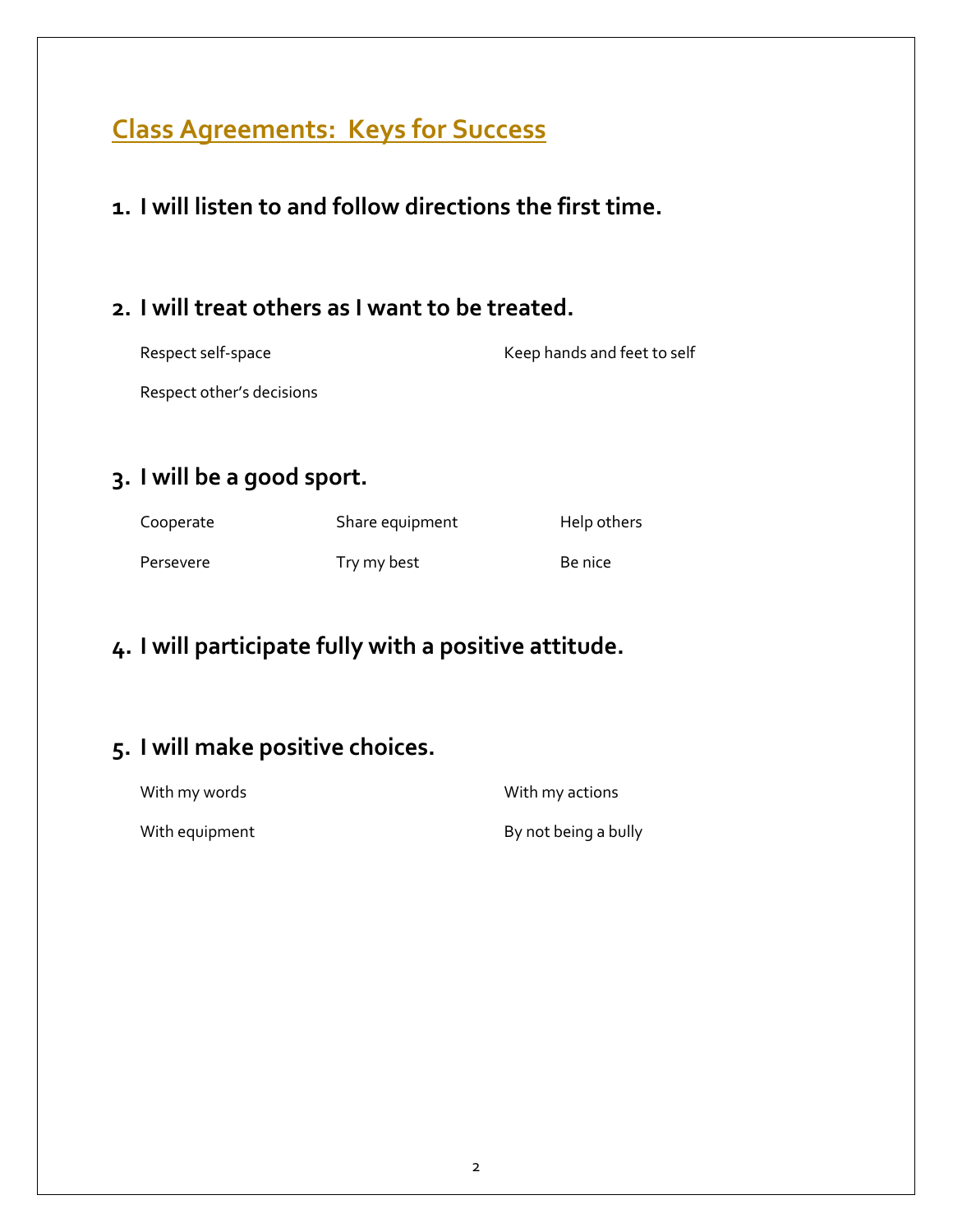## Class Agreements: Keys for Success

### 1. I will listen to and follow directions the first time.

### 2. I will treat others as I want to be treated.

Respect self-space

Keep hands and feet to self

Respect other's decisions

### 3. I will be a good sport.

Cooperate

Share equipment

Help others

Persevere

Try my best

Be nice

### 4. I will participate fully with a positive attitude.

### 5. I will make positive choices.

With my words

With my actions

With equipment

By not being a bully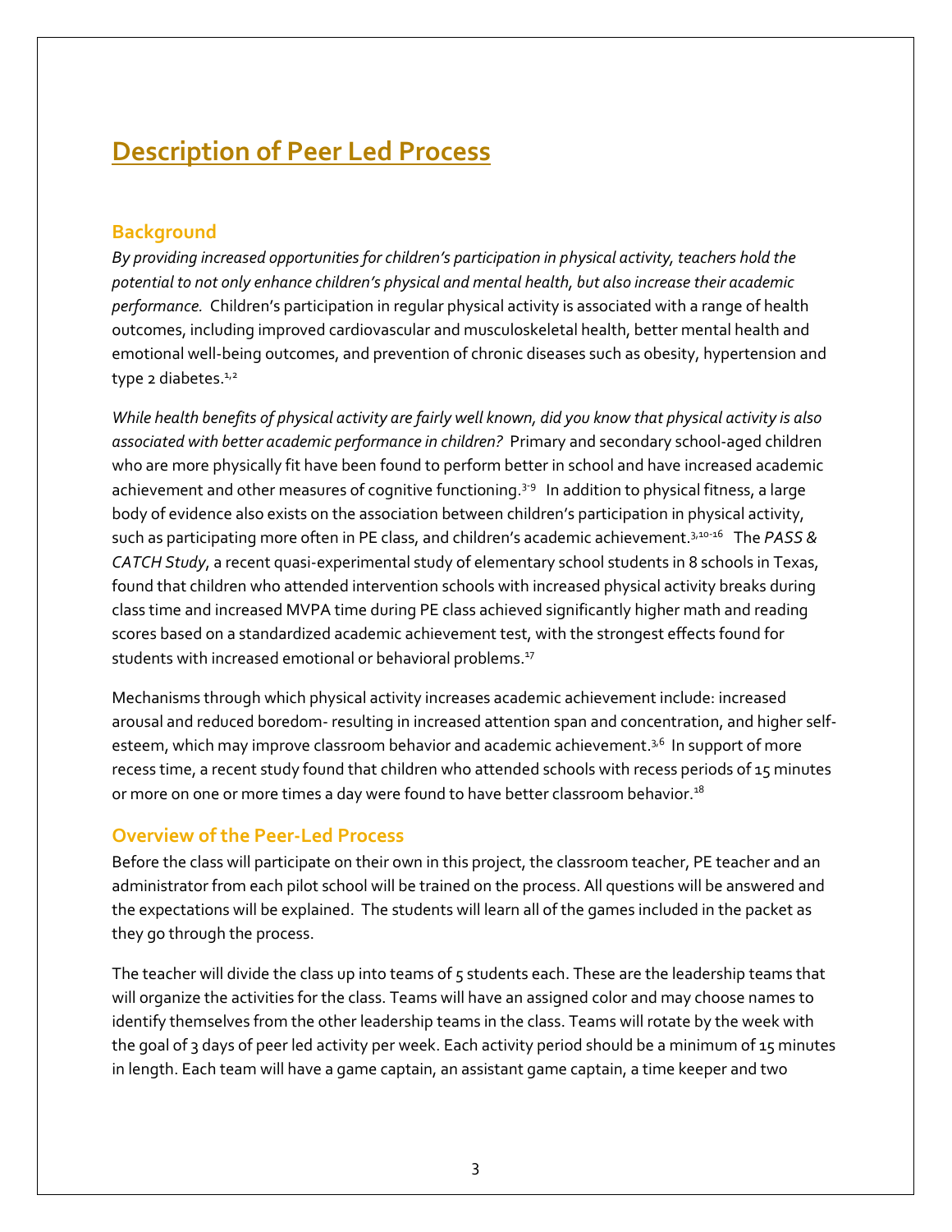# Description of Peer Led Process

## Background

*By providing increased opportunities for children's participation in physical activity, teachers hold the potential to not only enhance children's physical and mental health, but also increase their academic performance.* Children's participation in regular physical activity is associated with a range of health outcomes, including improved cardiovascular and musculoskeletal health, better mental health and emotional well-being outcomes, and prevention of chronic diseases such as obesity, hypertension and type 2 diabetes.[1,2]

*While health benefits of physical activity are fairly well known, did you know that physical activity is also associated with better academic performance in children?* Primary and secondary school-aged children who are more physically fit have been found to perform better in school and have increased academic achievement and other measures of cognitive functioning.[3-9] In addition to physical fitness, a large body of evidence also exists on the association between children's participation in physical activity, such as participating more often in PE class, and children's academic achievement.[3,10-16] The *PASS & CATCH Study*, a recent quasi-experimental study of elementary school students in 8 schools in Texas, found that children who attended intervention schools with increased physical activity breaks during class time and increased MVPA time during PE class achieved significantly higher math and reading scores based on a standardized academic achievement test, with the strongest effects found for students with increased emotional or behavioral problems.[17]

Mechanisms through which physical activity increases academic achievement include: increased arousal and reduced boredom- resulting in increased attention span and concentration, and higher self-esteem, which may improve classroom behavior and academic achievement.[3,6] In support of more recess time, a recent study found that children who attended schools with recess periods of 15 minutes or more on one or more times a day were found to have better classroom behavior.[18]

## Overview of the Peer-Led Process

Before the class will participate on their own in this project, the classroom teacher, PE teacher and an administrator from each pilot school will be trained on the process. All questions will be answered and the expectations will be explained. The students will learn all of the games included in the packet as they go through the process.

The teacher will divide the class up into teams of 5 students each. These are the leadership teams that will organize the activities for the class. Teams will have an assigned color and may choose names to identify themselves from the other leadership teams in the class. Teams will rotate by the week with the goal of 3 days of peer led activity per week. Each activity period should be a minimum of 15 minutes in length. Each team will have a game captain, an assistant game captain, a time keeper and two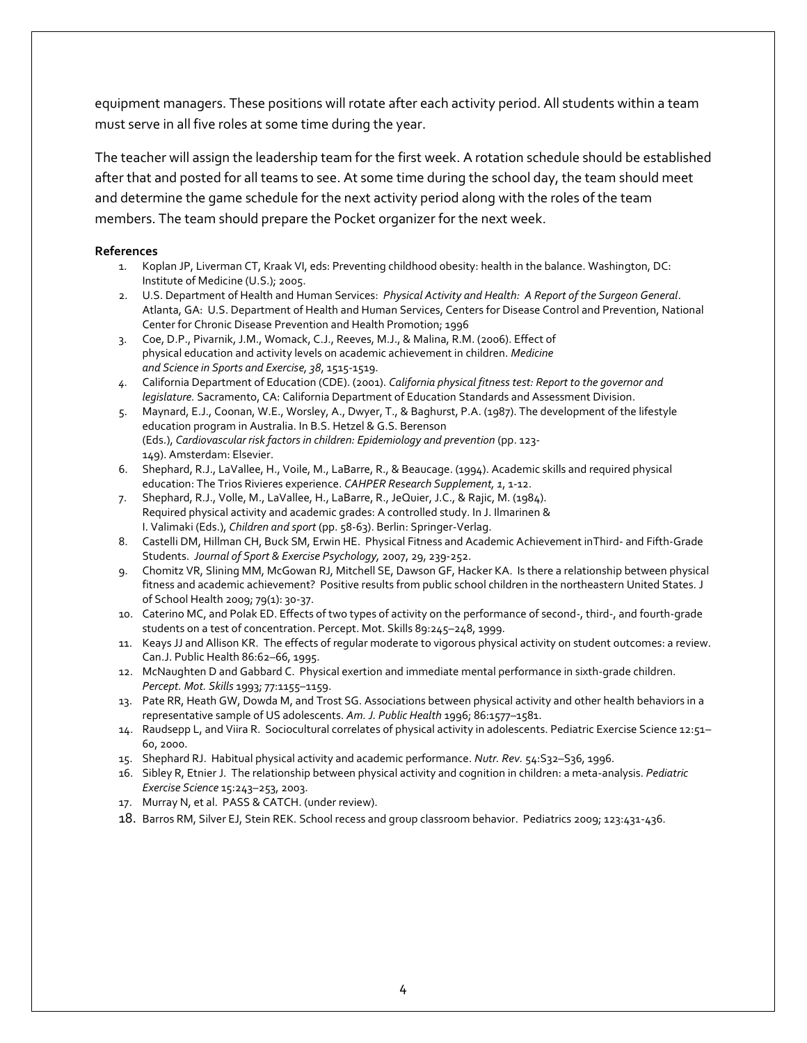equipment managers. These positions will rotate after each activity period. All students within a team must serve in all five roles at some time during the year.

The teacher will assign the leadership team for the first week. A rotation schedule should be established after that and posted for all teams to see. At some time during the school day, the team should meet and determine the game schedule for the next activity period along with the roles of the team members. The team should prepare the Pocket organizer for the next week.

**References**

1. Koplan JP, Liverman CT, Kraak VI, eds: Preventing childhood obesity: health in the balance. Washington, DC: Institute of Medicine (U.S.); 2005.
2. U.S. Department of Health and Human Services: *Physical Activity and Health: A Report of the Surgeon General*. Atlanta, GA: U.S. Department of Health and Human Services, Centers for Disease Control and Prevention, National Center for Chronic Disease Prevention and Health Promotion; 1996
3. Coe, D.P., Pivarnik, J.M., Womack, C.J., Reeves, M.J., & Malina, R.M. (2006). Effect of physical education and activity levels on academic achievement in children. *Medicine and Science in Sports and Exercise, 38*, 1515-1519.
4. California Department of Education (CDE). (2001). *California physical fitness test: Report to the governor and legislature.* Sacramento, CA: California Department of Education Standards and Assessment Division.
5. Maynard, E.J., Coonan, W.E., Worsley, A., Dwyer, T., & Baghurst, P.A. (1987). The development of the lifestyle education program in Australia. In B.S. Hetzel & G.S. Berenson (Eds.), *Cardiovascular risk factors in children: Epidemiology and prevention* (pp. 123-149). Amsterdam: Elsevier.
6. Shephard, R.J., LaVallee, H., Voile, M., LaBarre, R., & Beaucage. (1994). Academic skills and required physical education: The Trios Rivieres experience. *CAHPER Research Supplement, 1*, 1-12.
7. Shephard, R.J., Volle, M., LaVallee, H., LaBarre, R., JeQuier, J.C., & Rajic, M. (1984). Required physical activity and academic grades: A controlled study. In J. Ilmarinen & I. Valimaki (Eds.), *Children and sport* (pp. 58-63). Berlin: Springer-Verlag.
8. Castelli DM, Hillman CH, Buck SM, Erwin HE. Physical Fitness and Academic Achievement inThird- and Fifth-Grade Students. *Journal of Sport & Exercise Psychology,* 2007, 29, 239-252.
9. Chomitz VR, Slining MM, McGowan RJ, Mitchell SE, Dawson GF, Hacker KA. Is there a relationship between physical fitness and academic achievement? Positive results from public school children in the northeastern United States. J of School Health 2009; 79(1): 30-37.
10. Caterino MC, and Polak ED. Effects of two types of activity on the performance of second-, third-, and fourth-grade students on a test of concentration. Percept. Mot. Skills 89:245–248, 1999.
11. Keays JJ and Allison KR. The effects of regular moderate to vigorous physical activity on student outcomes: a review. Can.J. Public Health 86:62–66, 1995.
12. McNaughten D and Gabbard C. Physical exertion and immediate mental performance in sixth-grade children. *Percept. Mot. Skills* 1993; 77:1155–1159.
13. Pate RR, Heath GW, Dowda M, and Trost SG. Associations between physical activity and other health behaviors in a representative sample of US adolescents. *Am. J. Public Health* 1996; 86:1577–1581.
14. Raudsepp L, and Viira R. Sociocultural correlates of physical activity in adolescents. Pediatric Exercise Science 12:51–60, 2000.
15. Shephard RJ. Habitual physical activity and academic performance. *Nutr. Rev.* 54:S32–S36, 1996.
16. Sibley R, Etnier J. The relationship between physical activity and cognition in children: a meta-analysis. *Pediatric Exercise Science* 15:243–253, 2003.
17. Murray N, et al. PASS & CATCH. (under review).
18. Barros RM, Silver EJ, Stein REK. School recess and group classroom behavior. Pediatrics 2009; 123:431-436.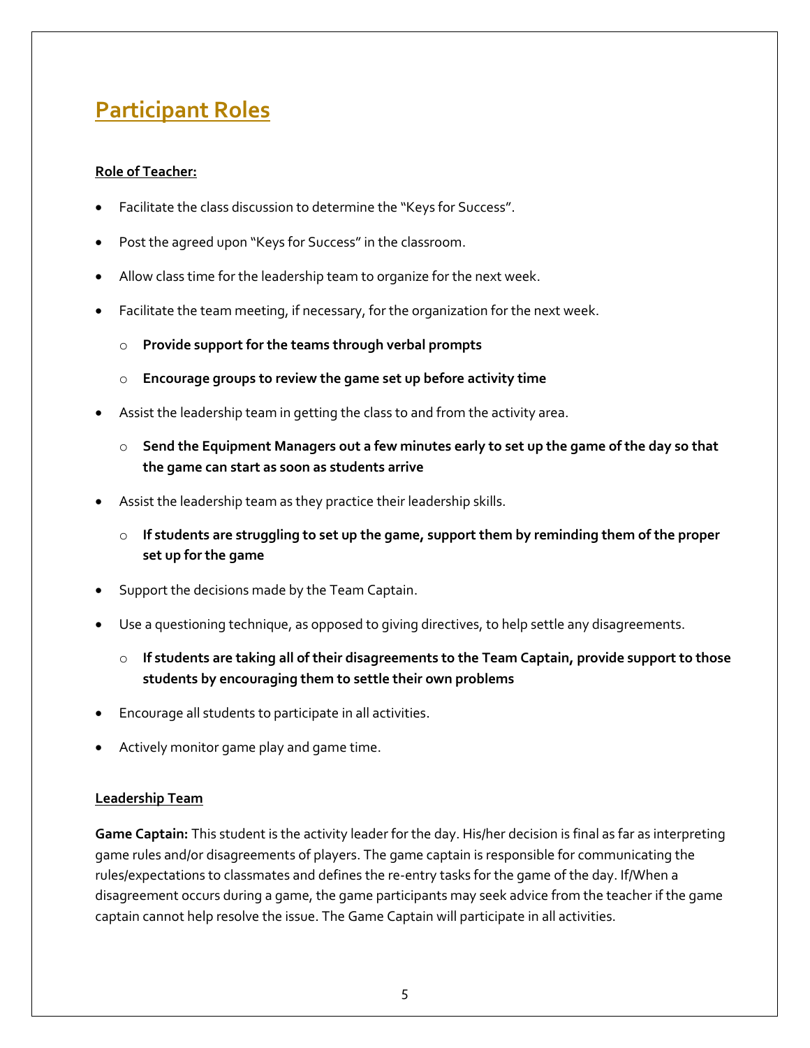# Participant Roles

**Role of Teacher:**

- Facilitate the class discussion to determine the "Keys for Success".
- Post the agreed upon "Keys for Success" in the classroom.
- Allow class time for the leadership team to organize for the next week.
- Facilitate the team meeting, if necessary, for the organization for the next week.
  - **Provide support for the teams through verbal prompts**
  - **Encourage groups to review the game set up before activity time**
- Assist the leadership team in getting the class to and from the activity area.
  - **Send the Equipment Managers out a few minutes early to set up the game of the day so that the game can start as soon as students arrive**
- Assist the leadership team as they practice their leadership skills.
  - **If students are struggling to set up the game, support them by reminding them of the proper set up for the game**
- Support the decisions made by the Team Captain.
- Use a questioning technique, as opposed to giving directives, to help settle any disagreements.
  - **If students are taking all of their disagreements to the Team Captain, provide support to those students by encouraging them to settle their own problems**
- Encourage all students to participate in all activities.
- Actively monitor game play and game time.

**Leadership Team**

**Game Captain:** This student is the activity leader for the day. His/her decision is final as far as interpreting game rules and/or disagreements of players. The game captain is responsible for communicating the rules/expectations to classmates and defines the re-entry tasks for the game of the day. If/When a disagreement occurs during a game, the game participants may seek advice from the teacher if the game captain cannot help resolve the issue. The Game Captain will participate in all activities.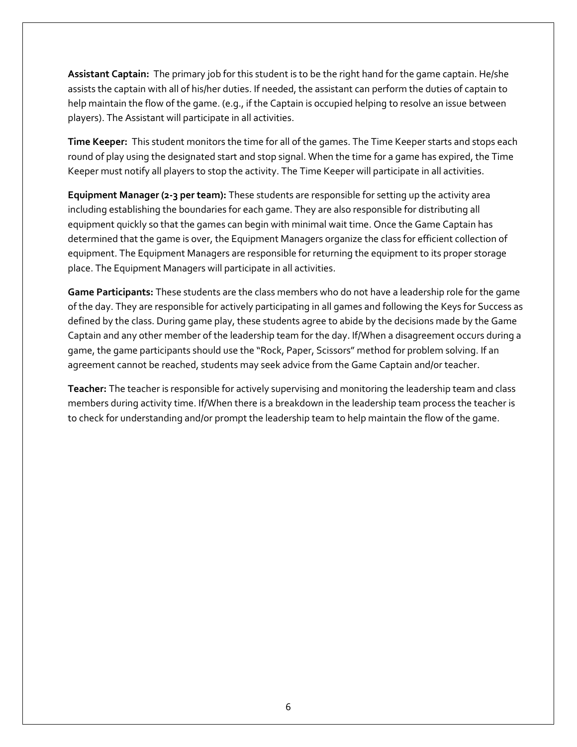**Assistant Captain:** The primary job for this student is to be the right hand for the game captain. He/she assists the captain with all of his/her duties. If needed, the assistant can perform the duties of captain to help maintain the flow of the game. (e.g., if the Captain is occupied helping to resolve an issue between players). The Assistant will participate in all activities.

**Time Keeper:** This student monitors the time for all of the games. The Time Keeper starts and stops each round of play using the designated start and stop signal. When the time for a game has expired, the Time Keeper must notify all players to stop the activity. The Time Keeper will participate in all activities.

**Equipment Manager (2-3 per team):** These students are responsible for setting up the activity area including establishing the boundaries for each game. They are also responsible for distributing all equipment quickly so that the games can begin with minimal wait time. Once the Game Captain has determined that the game is over, the Equipment Managers organize the class for efficient collection of equipment. The Equipment Managers are responsible for returning the equipment to its proper storage place. The Equipment Managers will participate in all activities.

**Game Participants:** These students are the class members who do not have a leadership role for the game of the day. They are responsible for actively participating in all games and following the Keys for Success as defined by the class. During game play, these students agree to abide by the decisions made by the Game Captain and any other member of the leadership team for the day. If/When a disagreement occurs during a game, the game participants should use the "Rock, Paper, Scissors" method for problem solving. If an agreement cannot be reached, students may seek advice from the Game Captain and/or teacher.

**Teacher:** The teacher is responsible for actively supervising and monitoring the leadership team and class members during activity time. If/When there is a breakdown in the leadership team process the teacher is to check for understanding and/or prompt the leadership team to help maintain the flow of the game.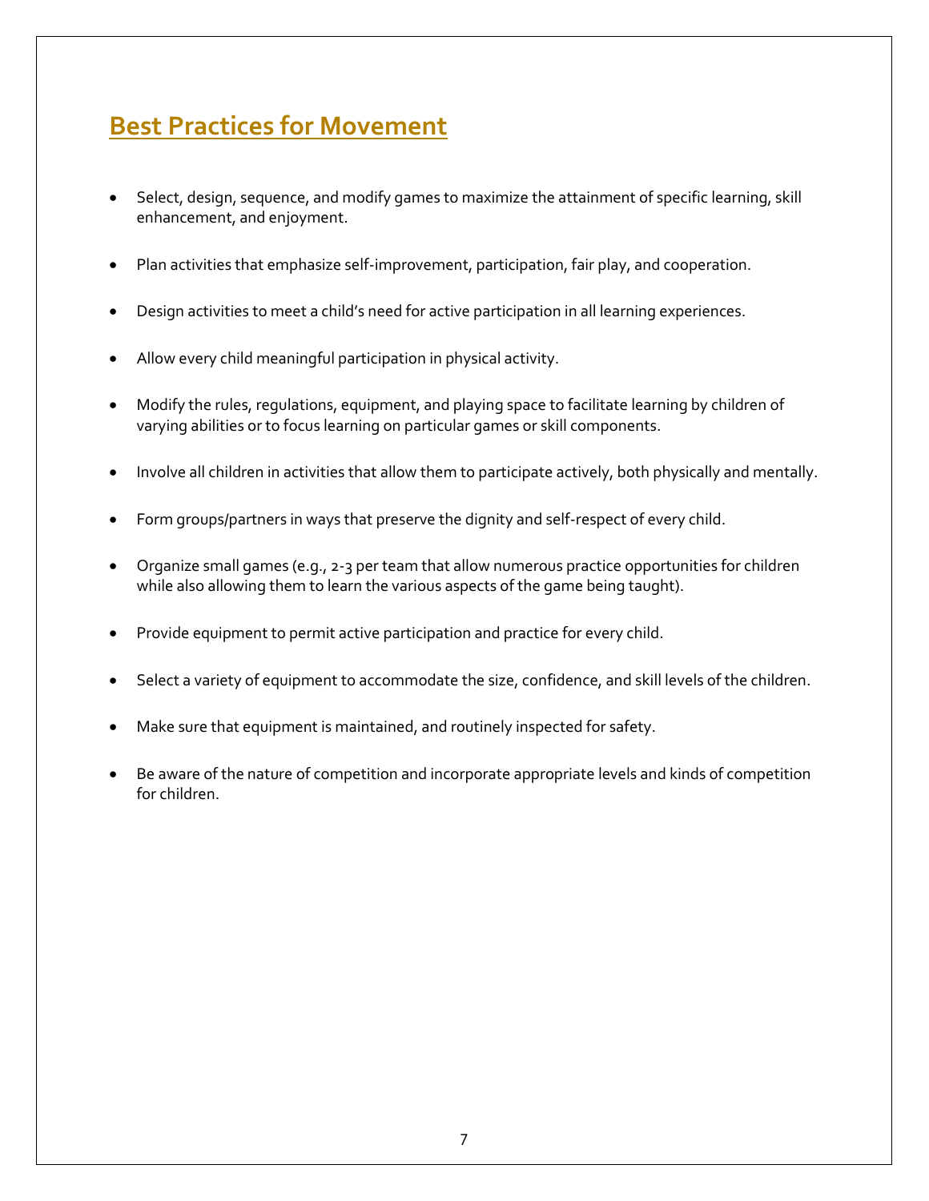## Best Practices for Movement

- Select, design, sequence, and modify games to maximize the attainment of specific learning, skill enhancement, and enjoyment.
- Plan activities that emphasize self-improvement, participation, fair play, and cooperation.
- Design activities to meet a child's need for active participation in all learning experiences.
- Allow every child meaningful participation in physical activity.
- Modify the rules, regulations, equipment, and playing space to facilitate learning by children of varying abilities or to focus learning on particular games or skill components.
- Involve all children in activities that allow them to participate actively, both physically and mentally.
- Form groups/partners in ways that preserve the dignity and self-respect of every child.
- Organize small games (e.g., 2-3 per team that allow numerous practice opportunities for children while also allowing them to learn the various aspects of the game being taught).
- Provide equipment to permit active participation and practice for every child.
- Select a variety of equipment to accommodate the size, confidence, and skill levels of the children.
- Make sure that equipment is maintained, and routinely inspected for safety.
- Be aware of the nature of competition and incorporate appropriate levels and kinds of competition for children.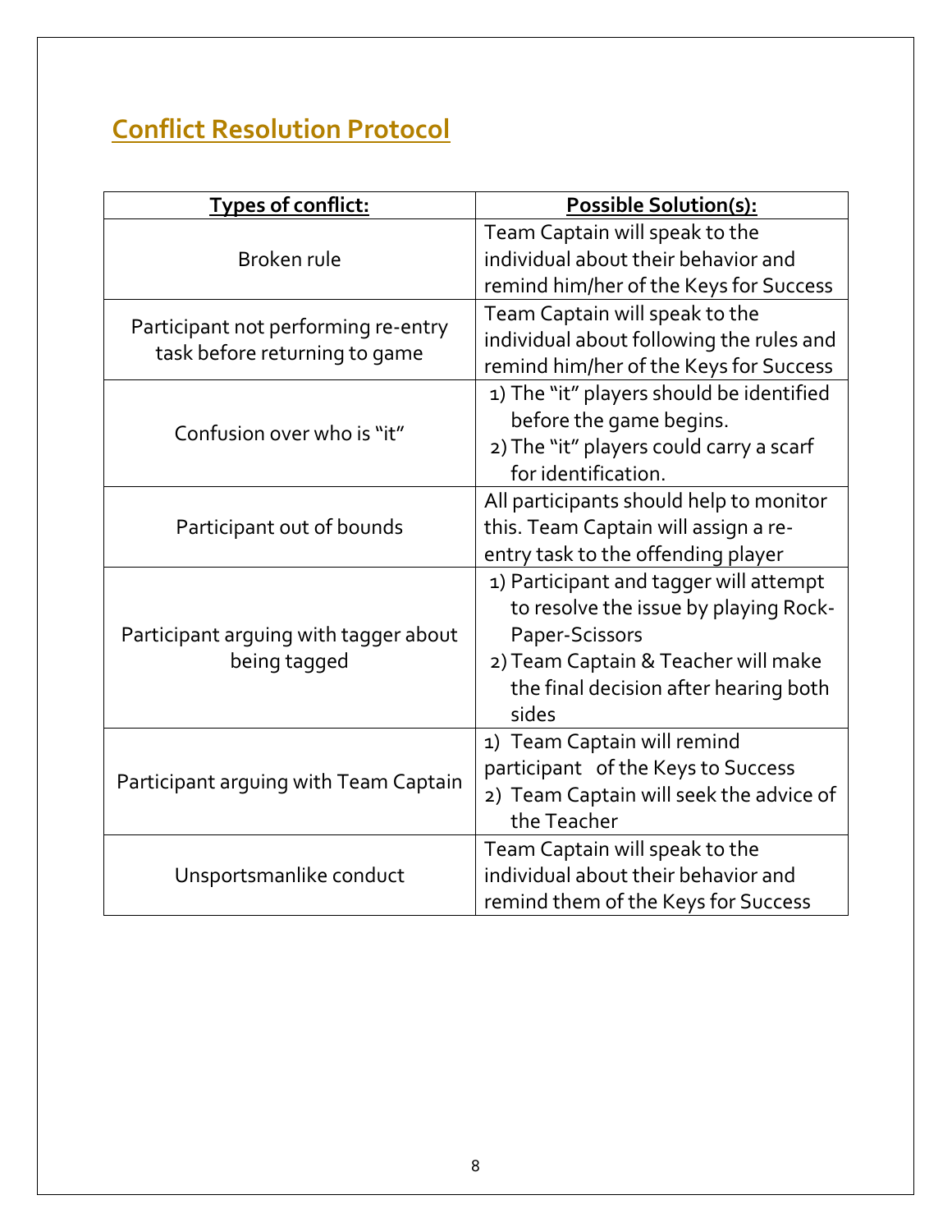## Conflict Resolution Protocol

| Types of conflict: | Possible Solution(s): |
|---|---|
| Broken rule | Team Captain will speak to the individual about their behavior and remind him/her of the Keys for Success |
| Participant not performing re-entry task before returning to game | Team Captain will speak to the individual about following the rules and remind him/her of the Keys for Success |
| Confusion over who is "it" | 1) The "it" players should be identified before the game begins. 2) The "it" players could carry a scarf for identification. |
| Participant out of bounds | All participants should help to monitor this. Team Captain will assign a re-entry task to the offending player |
| Participant arguing with tagger about being tagged | 1) Participant and tagger will attempt to resolve the issue by playing Rock-Paper-Scissors 2) Team Captain & Teacher will make the final decision after hearing both sides |
| Participant arguing with Team Captain | 1) Team Captain will remind participant of the Keys to Success 2) Team Captain will seek the advice of the Teacher |
| Unsportsmanlike conduct | Team Captain will speak to the individual about their behavior and remind them of the Keys for Success |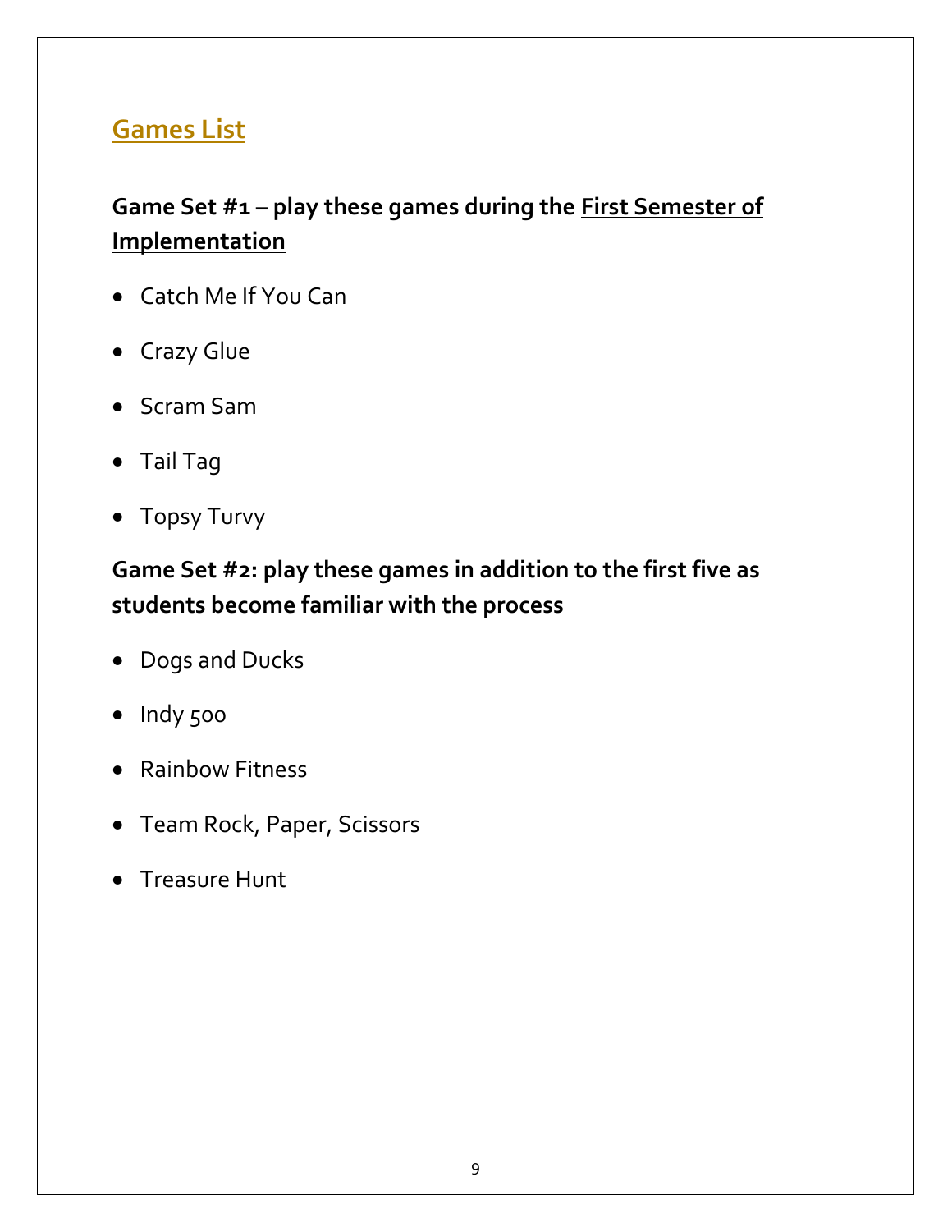## Games List

**Game Set #1 – play these games during the First Semester of Implementation**

- Catch Me If You Can
- Crazy Glue
- Scram Sam
- Tail Tag
- Topsy Turvy

**Game Set #2: play these games in addition to the first five as students become familiar with the process**

- Dogs and Ducks
- Indy 500
- Rainbow Fitness
- Team Rock, Paper, Scissors
- Treasure Hunt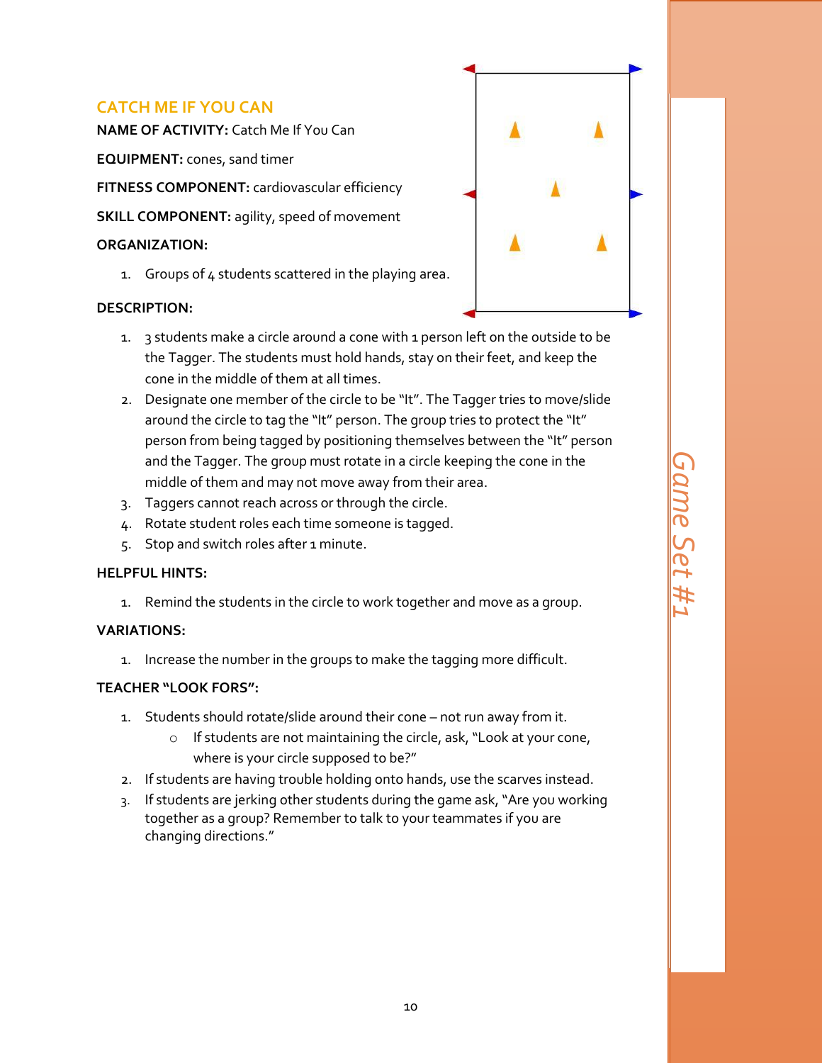## CATCH ME IF YOU CAN

**NAME OF ACTIVITY:** Catch Me If You Can

**EQUIPMENT:** cones, sand timer

**FITNESS COMPONENT:** cardiovascular efficiency

**SKILL COMPONENT:** agility, speed of movement

**ORGANIZATION:**

1. Groups of 4 students scattered in the playing area.

**DESCRIPTION:**

1. 3 students make a circle around a cone with 1 person left on the outside to be the Tagger. The students must hold hands, stay on their feet, and keep the cone in the middle of them at all times.
2. Designate one member of the circle to be "It". The Tagger tries to move/slide around the circle to tag the "It" person. The group tries to protect the "It" person from being tagged by positioning themselves between the "It" person and the Tagger. The group must rotate in a circle keeping the cone in the middle of them and may not move away from their area.
3. Taggers cannot reach across or through the circle.
4. Rotate student roles each time someone is tagged.
5. Stop and switch roles after 1 minute.

**HELPFUL HINTS:**

1. Remind the students in the circle to work together and move as a group.

**VARIATIONS:**

1. Increase the number in the groups to make the tagging more difficult.

**TEACHER "LOOK FORS":**

1. Students should rotate/slide around their cone – not run away from it.
   - If students are not maintaining the circle, ask, "Look at your cone, where is your circle supposed to be?"
2. If students are having trouble holding onto hands, use the scarves instead.
3. If students are jerking other students during the game ask, "Are you working together as a group? Remember to talk to your teammates if you are changing directions."

*Game Set #1*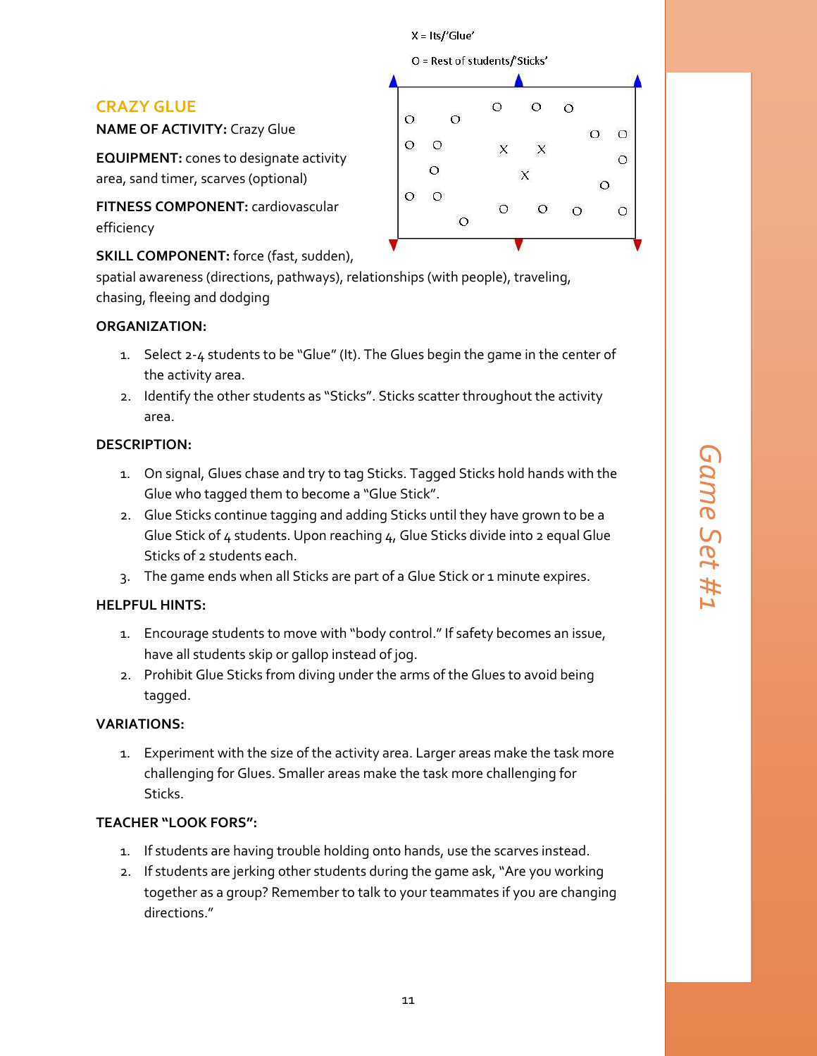X = Its/'Glue'

O = Rest of students/'Sticks'

## CRAZY GLUE

**NAME OF ACTIVITY:** Crazy Glue

**EQUIPMENT:** cones to designate activity area, sand timer, scarves (optional)

**FITNESS COMPONENT:** cardiovascular efficiency

**SKILL COMPONENT:** force (fast, sudden), spatial awareness (directions, pathways), relationships (with people), traveling, chasing, fleeing and dodging

**ORGANIZATION:**

1. Select 2-4 students to be "Glue" (It). The Glues begin the game in the center of the activity area.
2. Identify the other students as "Sticks". Sticks scatter throughout the activity area.

**DESCRIPTION:**

1. On signal, Glues chase and try to tag Sticks. Tagged Sticks hold hands with the Glue who tagged them to become a "Glue Stick".
2. Glue Sticks continue tagging and adding Sticks until they have grown to be a Glue Stick of 4 students. Upon reaching 4, Glue Sticks divide into 2 equal Glue Sticks of 2 students each.
3. The game ends when all Sticks are part of a Glue Stick or 1 minute expires.

**HELPFUL HINTS:**

1. Encourage students to move with "body control." If safety becomes an issue, have all students skip or gallop instead of jog.
2. Prohibit Glue Sticks from diving under the arms of the Glues to avoid being tagged.

**VARIATIONS:**

1. Experiment with the size of the activity area. Larger areas make the task more challenging for Glues. Smaller areas make the task more challenging for Sticks.

**TEACHER "LOOK FORS":**

1. If students are having trouble holding onto hands, use the scarves instead.
2. If students are jerking other students during the game ask, "Are you working together as a group? Remember to talk to your teammates if you are changing directions."

*Game Set #1*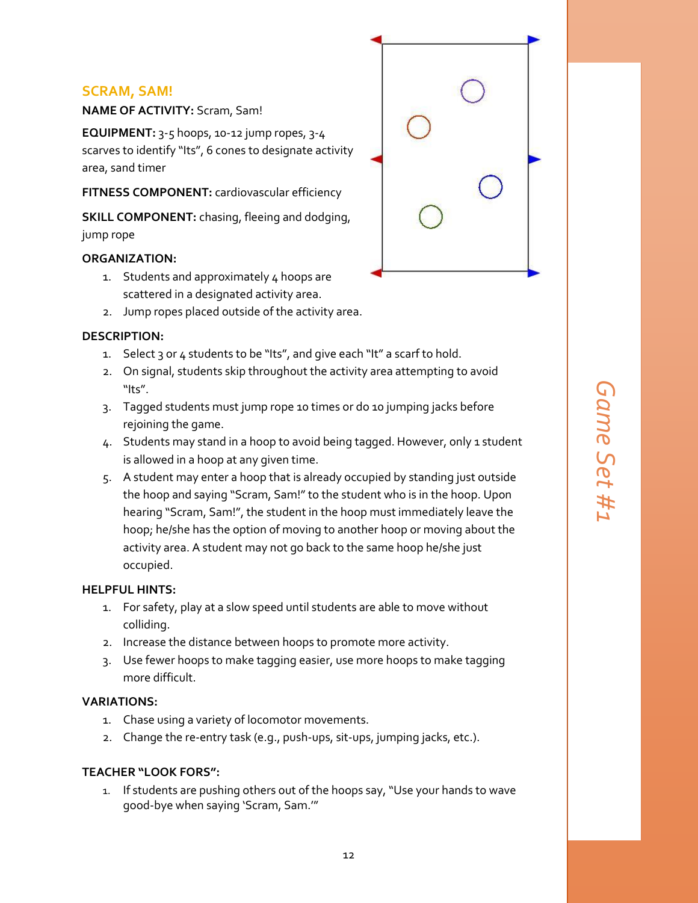## SCRAM, SAM!

**NAME OF ACTIVITY:** Scram, Sam!

**EQUIPMENT:** 3-5 hoops, 10-12 jump ropes, 3-4 scarves to identify "Its", 6 cones to designate activity area, sand timer

**FITNESS COMPONENT:** cardiovascular efficiency

**SKILL COMPONENT:** chasing, fleeing and dodging, jump rope

**ORGANIZATION:**

1. Students and approximately 4 hoops are scattered in a designated activity area.
2. Jump ropes placed outside of the activity area.

**DESCRIPTION:**

1. Select 3 or 4 students to be "Its", and give each "It" a scarf to hold.
2. On signal, students skip throughout the activity area attempting to avoid "Its".
3. Tagged students must jump rope 10 times or do 10 jumping jacks before rejoining the game.
4. Students may stand in a hoop to avoid being tagged. However, only 1 student is allowed in a hoop at any given time.
5. A student may enter a hoop that is already occupied by standing just outside the hoop and saying "Scram, Sam!" to the student who is in the hoop. Upon hearing "Scram, Sam!", the student in the hoop must immediately leave the hoop; he/she has the option of moving to another hoop or moving about the activity area. A student may not go back to the same hoop he/she just occupied.

**HELPFUL HINTS:**

1. For safety, play at a slow speed until students are able to move without colliding.
2. Increase the distance between hoops to promote more activity.
3. Use fewer hoops to make tagging easier, use more hoops to make tagging more difficult.

**VARIATIONS:**

1. Chase using a variety of locomotor movements.
2. Change the re-entry task (e.g., push-ups, sit-ups, jumping jacks, etc.).

**TEACHER "LOOK FORS":**

1. If students are pushing others out of the hoops say, "Use your hands to wave good-bye when saying 'Scram, Sam.'"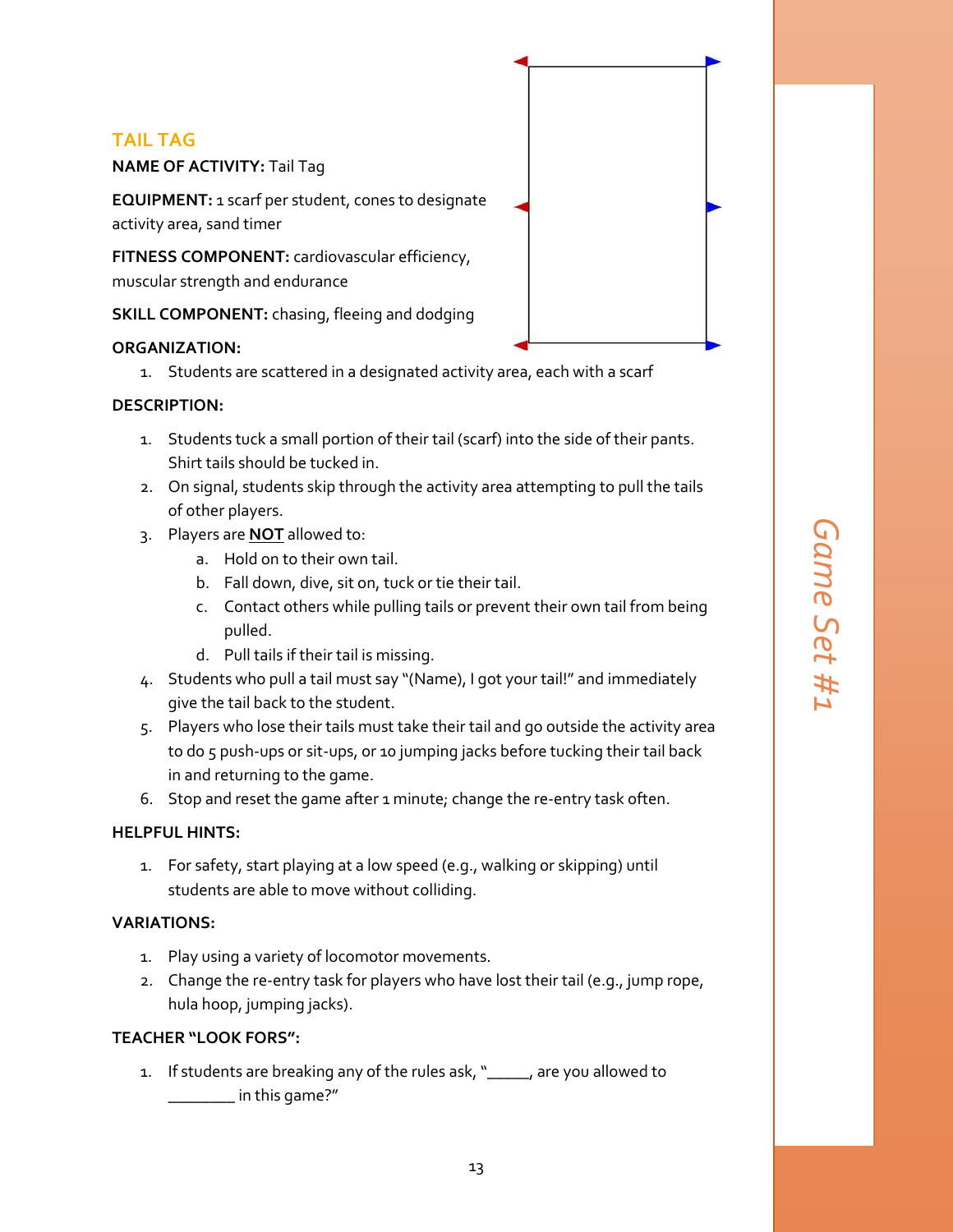## TAIL TAG

**NAME OF ACTIVITY:** Tail Tag

**EQUIPMENT:** 1 scarf per student, cones to designate activity area, sand timer

**FITNESS COMPONENT:** cardiovascular efficiency, muscular strength and endurance

**SKILL COMPONENT:** chasing, fleeing and dodging

**ORGANIZATION:**

1. Students are scattered in a designated activity area, each with a scarf

**DESCRIPTION:**

1. Students tuck a small portion of their tail (scarf) into the side of their pants. Shirt tails should be tucked in.
2. On signal, students skip through the activity area attempting to pull the tails of other players.
3. Players are **NOT** allowed to:
   a. Hold on to their own tail.
   b. Fall down, dive, sit on, tuck or tie their tail.
   c. Contact others while pulling tails or prevent their own tail from being pulled.
   d. Pull tails if their tail is missing.
4. Students who pull a tail must say "(Name), I got your tail!" and immediately give the tail back to the student.
5. Players who lose their tails must take their tail and go outside the activity area to do 5 push-ups or sit-ups, or 10 jumping jacks before tucking their tail back in and returning to the game.
6. Stop and reset the game after 1 minute; change the re-entry task often.

**HELPFUL HINTS:**

1. For safety, start playing at a low speed (e.g., walking or skipping) until students are able to move without colliding.

**VARIATIONS:**

1. Play using a variety of locomotor movements.
2. Change the re-entry task for players who have lost their tail (e.g., jump rope, hula hoop, jumping jacks).

**TEACHER "LOOK FORS":**

1. If students are breaking any of the rules ask, "_____, are you allowed to ________ in this game?"

*Game Set #1*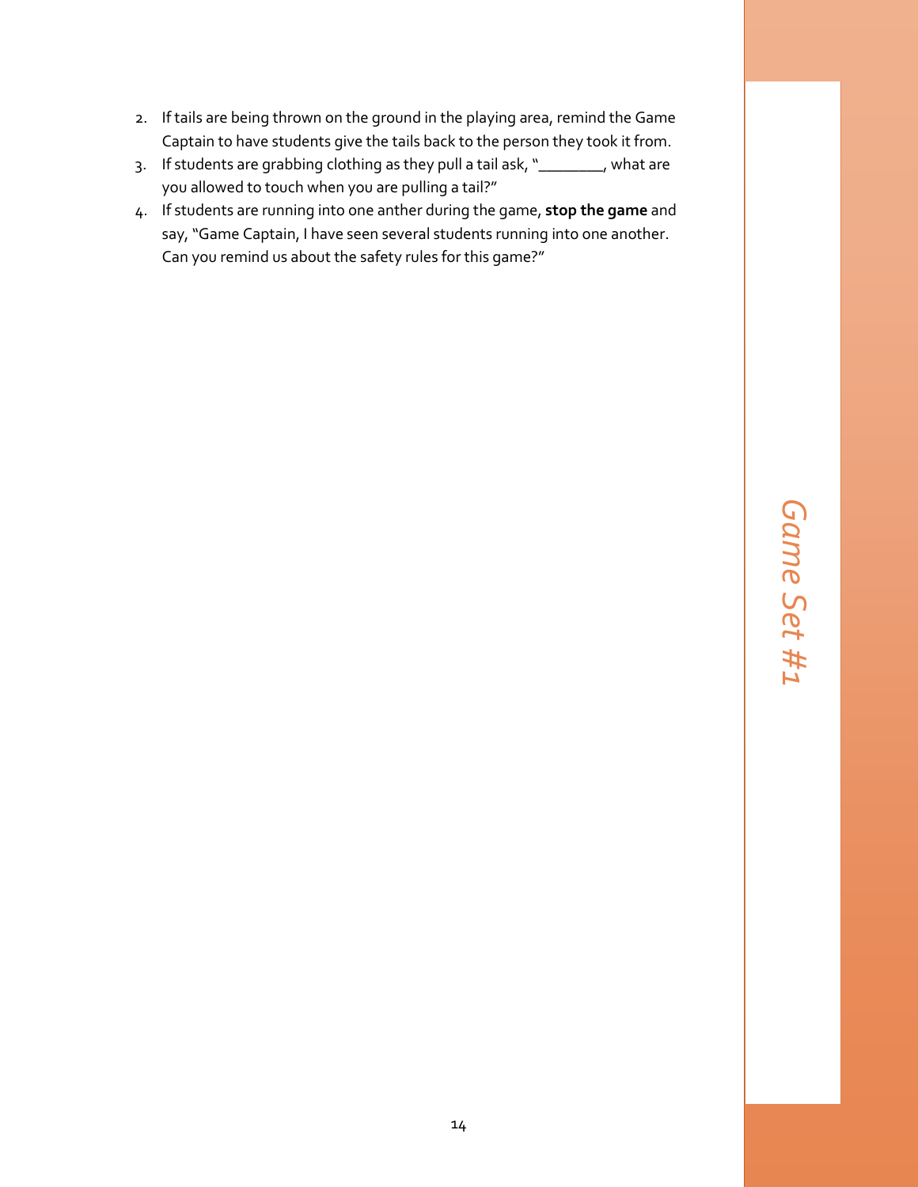2. If tails are being thrown on the ground in the playing area, remind the Game Captain to have students give the tails back to the person they took it from.
3. If students are grabbing clothing as they pull a tail ask, "________, what are you allowed to touch when you are pulling a tail?"
4. If students are running into one anther during the game, **stop the game** and say, "Game Captain, I have seen several students running into one another. Can you remind us about the safety rules for this game?"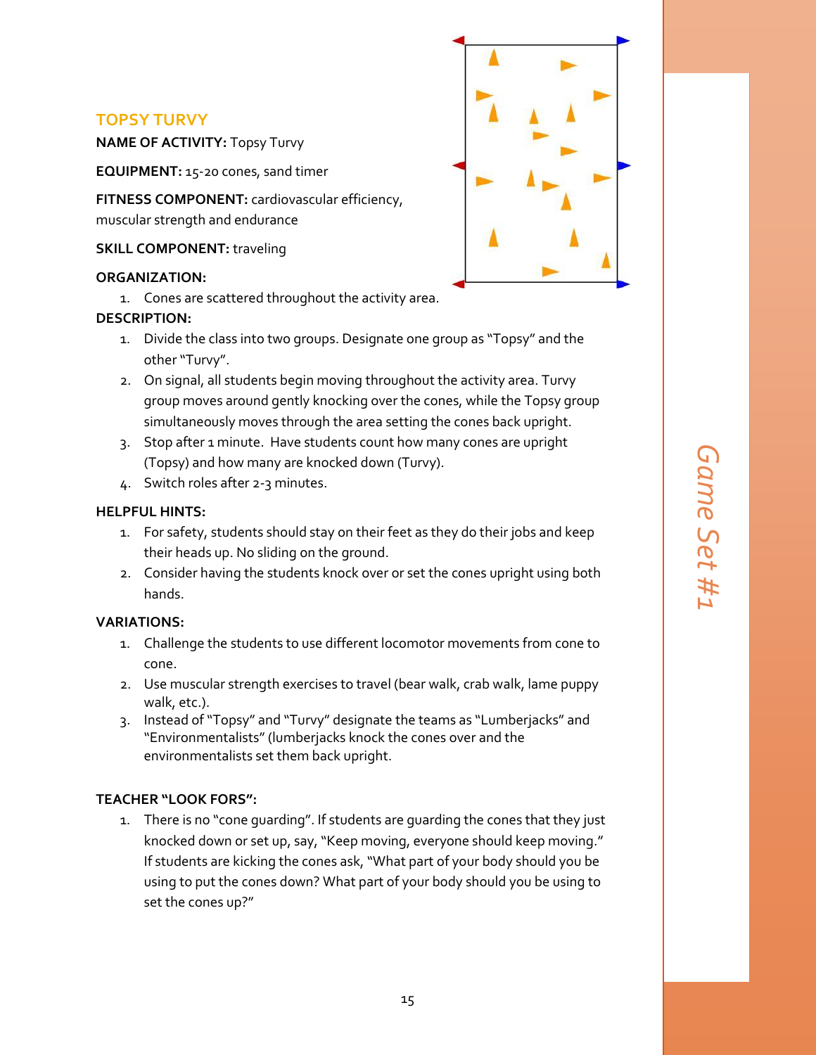## TOPSY TURVY

**NAME OF ACTIVITY:** Topsy Turvy

**EQUIPMENT:** 15-20 cones, sand timer

**FITNESS COMPONENT:** cardiovascular efficiency, muscular strength and endurance

**SKILL COMPONENT:** traveling

**ORGANIZATION:**

1. Cones are scattered throughout the activity area.

**DESCRIPTION:**

1. Divide the class into two groups. Designate one group as "Topsy" and the other "Turvy".
2. On signal, all students begin moving throughout the activity area. Turvy group moves around gently knocking over the cones, while the Topsy group simultaneously moves through the area setting the cones back upright.
3. Stop after 1 minute. Have students count how many cones are upright (Topsy) and how many are knocked down (Turvy).
4. Switch roles after 2-3 minutes.

**HELPFUL HINTS:**

1. For safety, students should stay on their feet as they do their jobs and keep their heads up. No sliding on the ground.
2. Consider having the students knock over or set the cones upright using both hands.

**VARIATIONS:**

1. Challenge the students to use different locomotor movements from cone to cone.
2. Use muscular strength exercises to travel (bear walk, crab walk, lame puppy walk, etc.).
3. Instead of "Topsy" and "Turvy" designate the teams as "Lumberjacks" and "Environmentalists" (lumberjacks knock the cones over and the environmentalists set them back upright.

**TEACHER "LOOK FORS":**

1. There is no "cone guarding". If students are guarding the cones that they just knocked down or set up, say, "Keep moving, everyone should keep moving." If students are kicking the cones ask, "What part of your body should you be using to put the cones down? What part of your body should you be using to set the cones up?"

*Game Set #1*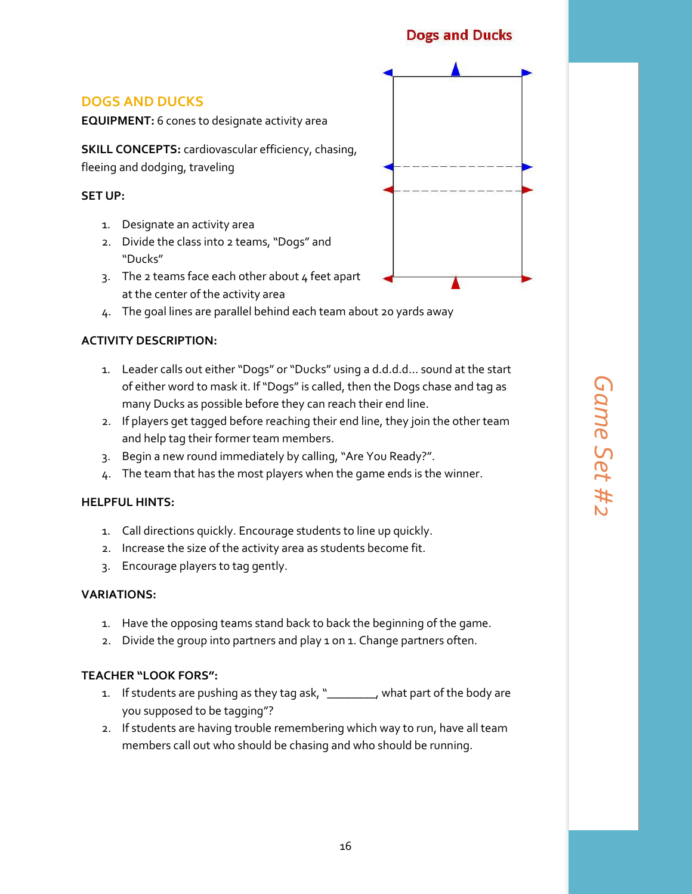## DOGS AND DUCKS

**EQUIPMENT:** 6 cones to designate activity area

**SKILL CONCEPTS:** cardiovascular efficiency, chasing, fleeing and dodging, traveling

**SET UP:**

1. Designate an activity area
2. Divide the class into 2 teams, "Dogs" and "Ducks"
3. The 2 teams face each other about 4 feet apart at the center of the activity area
4. The goal lines are parallel behind each team about 20 yards away

**ACTIVITY DESCRIPTION:**

1. Leader calls out either "Dogs" or "Ducks" using a d.d.d.d... sound at the start of either word to mask it. If "Dogs" is called, then the Dogs chase and tag as many Ducks as possible before they can reach their end line.
2. If players get tagged before reaching their end line, they join the other team and help tag their former team members.
3. Begin a new round immediately by calling, "Are You Ready?".
4. The team that has the most players when the game ends is the winner.

**HELPFUL HINTS:**

1. Call directions quickly. Encourage students to line up quickly.
2. Increase the size of the activity area as students become fit.
3. Encourage players to tag gently.

**VARIATIONS:**

1. Have the opposing teams stand back to back the beginning of the game.
2. Divide the group into partners and play 1 on 1. Change partners often.

**TEACHER "LOOK FORS":**

1. If students are pushing as they tag ask, "________, what part of the body are you supposed to be tagging"?
2. If students are having trouble remembering which way to run, have all team members call out who should be chasing and who should be running.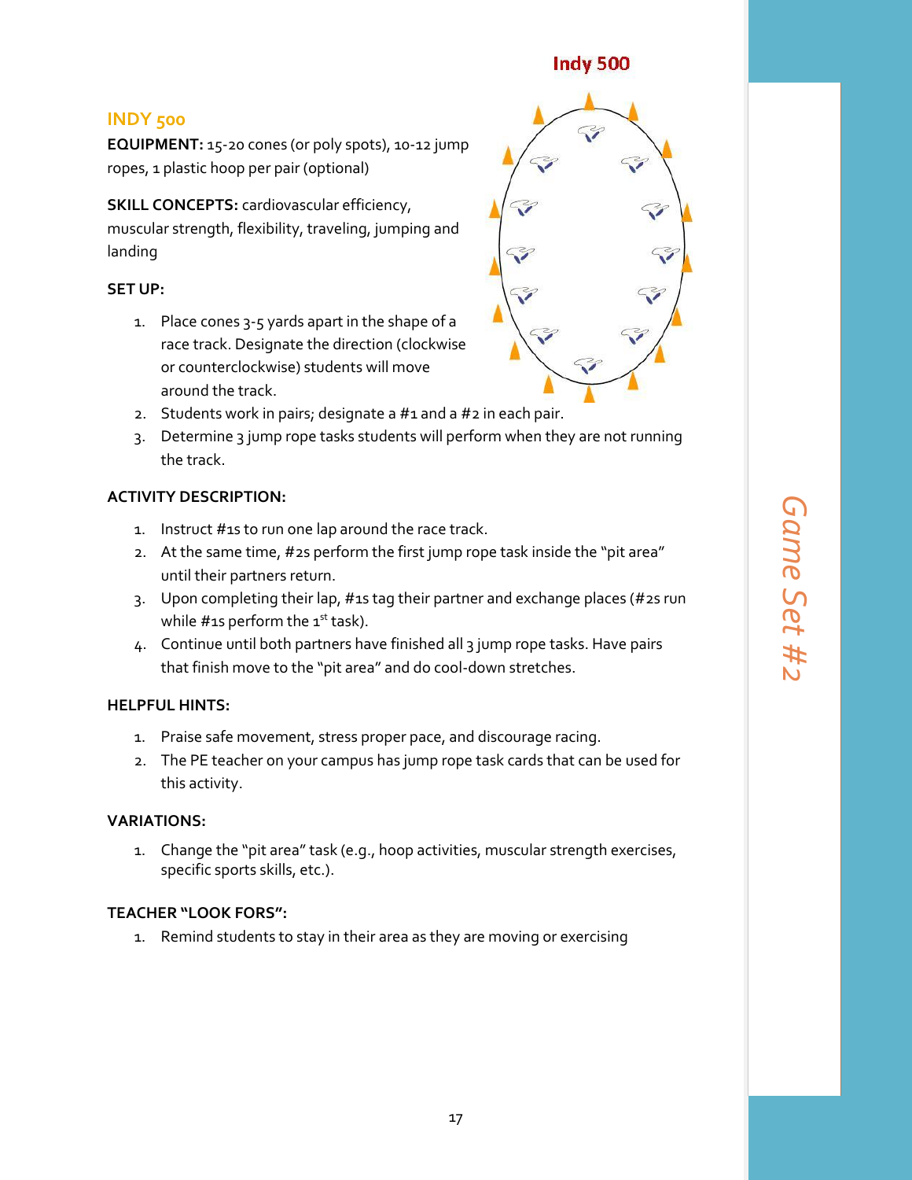## INDY 500

**EQUIPMENT:** 15-20 cones (or poly spots), 10-12 jump ropes, 1 plastic hoop per pair (optional)

**SKILL CONCEPTS:** cardiovascular efficiency, muscular strength, flexibility, traveling, jumping and landing

**SET UP:**

1. Place cones 3-5 yards apart in the shape of a race track. Designate the direction (clockwise or counterclockwise) students will move around the track.
2. Students work in pairs; designate a #1 and a #2 in each pair.
3. Determine 3 jump rope tasks students will perform when they are not running the track.

**ACTIVITY DESCRIPTION:**

1. Instruct #1s to run one lap around the race track.
2. At the same time, #2s perform the first jump rope task inside the "pit area" until their partners return.
3. Upon completing their lap, #1s tag their partner and exchange places (#2s run while #1s perform the 1st task).
4. Continue until both partners have finished all 3 jump rope tasks. Have pairs that finish move to the "pit area" and do cool-down stretches.

**HELPFUL HINTS:**

1. Praise safe movement, stress proper pace, and discourage racing.
2. The PE teacher on your campus has jump rope task cards that can be used for this activity.

**VARIATIONS:**

1. Change the "pit area" task (e.g., hoop activities, muscular strength exercises, specific sports skills, etc.).

**TEACHER "LOOK FORS":**

1. Remind students to stay in their area as they are moving or exercising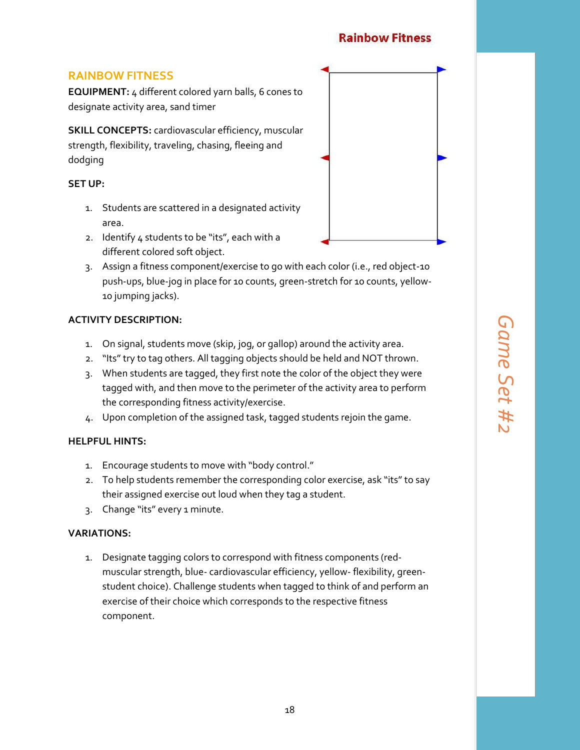## RAINBOW FITNESS

**EQUIPMENT:** 4 different colored yarn balls, 6 cones to designate activity area, sand timer

**SKILL CONCEPTS:** cardiovascular efficiency, muscular strength, flexibility, traveling, chasing, fleeing and dodging

**SET UP:**

1. Students are scattered in a designated activity area.
2. Identify 4 students to be "its", each with a different colored soft object.
3. Assign a fitness component/exercise to go with each color (i.e., red object-10 push-ups, blue-jog in place for 10 counts, green-stretch for 10 counts, yellow-10 jumping jacks).

**ACTIVITY DESCRIPTION:**

1. On signal, students move (skip, jog, or gallop) around the activity area.
2. "Its" try to tag others. All tagging objects should be held and NOT thrown.
3. When students are tagged, they first note the color of the object they were tagged with, and then move to the perimeter of the activity area to perform the corresponding fitness activity/exercise.
4. Upon completion of the assigned task, tagged students rejoin the game.

**HELPFUL HINTS:**

1. Encourage students to move with "body control."
2. To help students remember the corresponding color exercise, ask "its" to say their assigned exercise out loud when they tag a student.
3. Change "its" every 1 minute.

**VARIATIONS:**

1. Designate tagging colors to correspond with fitness components (red-muscular strength, blue- cardiovascular efficiency, yellow- flexibility, green-student choice). Challenge students when tagged to think of and perform an exercise of their choice which corresponds to the respective fitness component.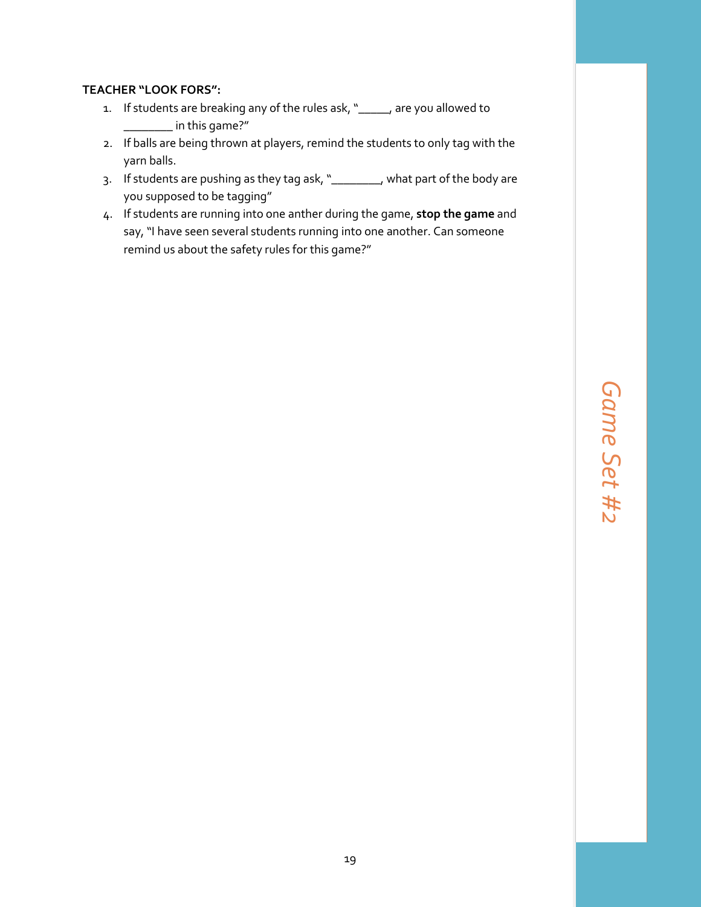**TEACHER "LOOK FORS":**

1. If students are breaking any of the rules ask, "_____, are you allowed to ________ in this game?"
2. If balls are being thrown at players, remind the students to only tag with the yarn balls.
3. If students are pushing as they tag ask, "________, what part of the body are you supposed to be tagging"
4. If students are running into one anther during the game, **stop the game** and say, "I have seen several students running into one another. Can someone remind us about the safety rules for this game?"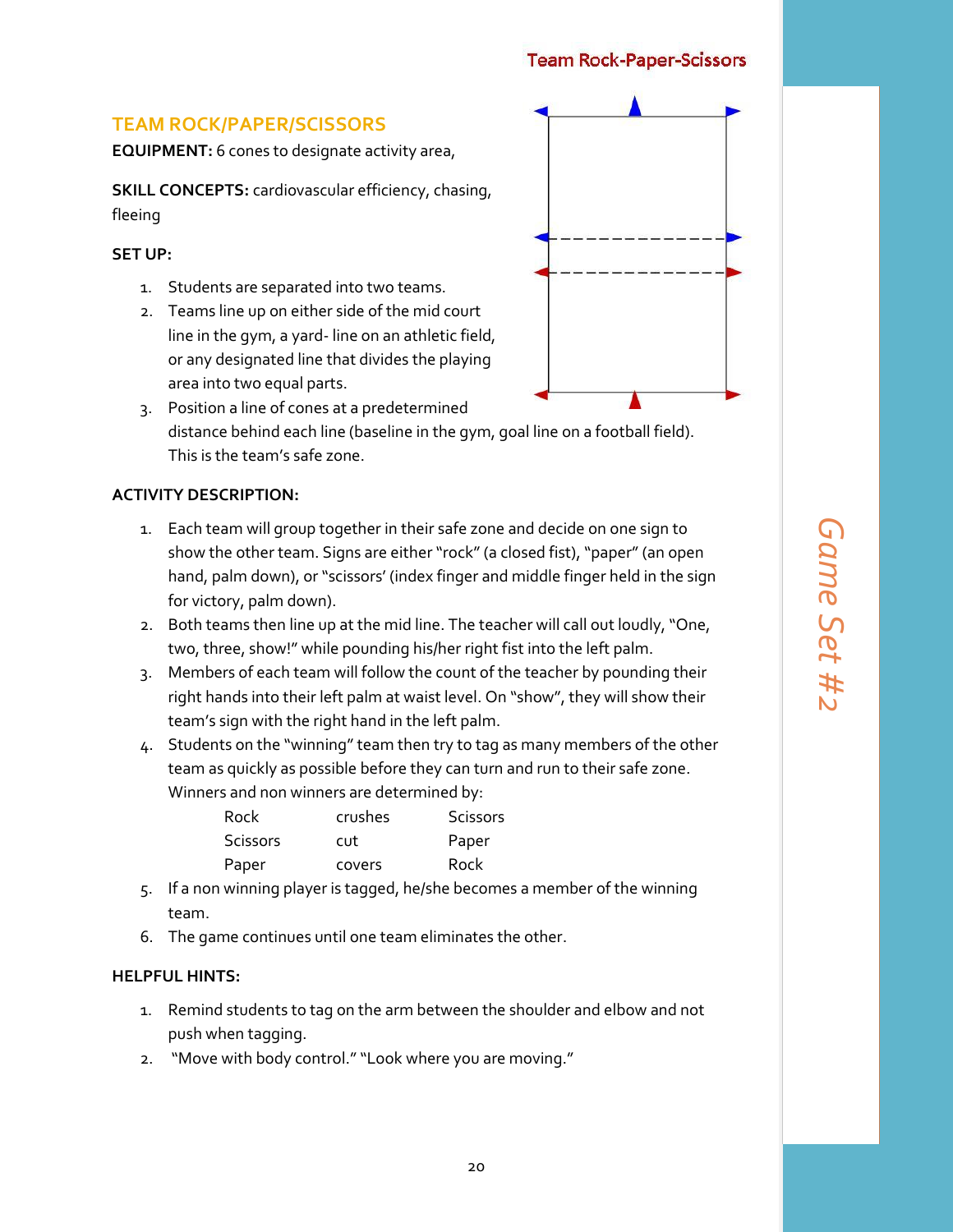## TEAM ROCK/PAPER/SCISSORS

**EQUIPMENT:** 6 cones to designate activity area,

**SKILL CONCEPTS:** cardiovascular efficiency, chasing, fleeing

**SET UP:**

1. Students are separated into two teams.
2. Teams line up on either side of the mid court line in the gym, a yard- line on an athletic field, or any designated line that divides the playing area into two equal parts.
3. Position a line of cones at a predetermined distance behind each line (baseline in the gym, goal line on a football field). This is the team's safe zone.

**ACTIVITY DESCRIPTION:**

1. Each team will group together in their safe zone and decide on one sign to show the other team. Signs are either "rock" (a closed fist), "paper" (an open hand, palm down), or "scissors' (index finger and middle finger held in the sign for victory, palm down).
2. Both teams then line up at the mid line. The teacher will call out loudly, "One, two, three, show!" while pounding his/her right fist into the left palm.
3. Members of each team will follow the count of the teacher by pounding their right hands into their left palm at waist level. On "show", they will show their team's sign with the right hand in the left palm.
4. Students on the "winning" team then try to tag as many members of the other team as quickly as possible before they can turn and run to their safe zone. Winners and non winners are determined by:

| | | |
|---|---|---|
| Rock | crushes | Scissors |
| Scissors | cut | Paper |
| Paper | covers | Rock |

5. If a non winning player is tagged, he/she becomes a member of the winning team.
6. The game continues until one team eliminates the other.

**HELPFUL HINTS:**

1. Remind students to tag on the arm between the shoulder and elbow and not push when tagging.
2. "Move with body control." "Look where you are moving."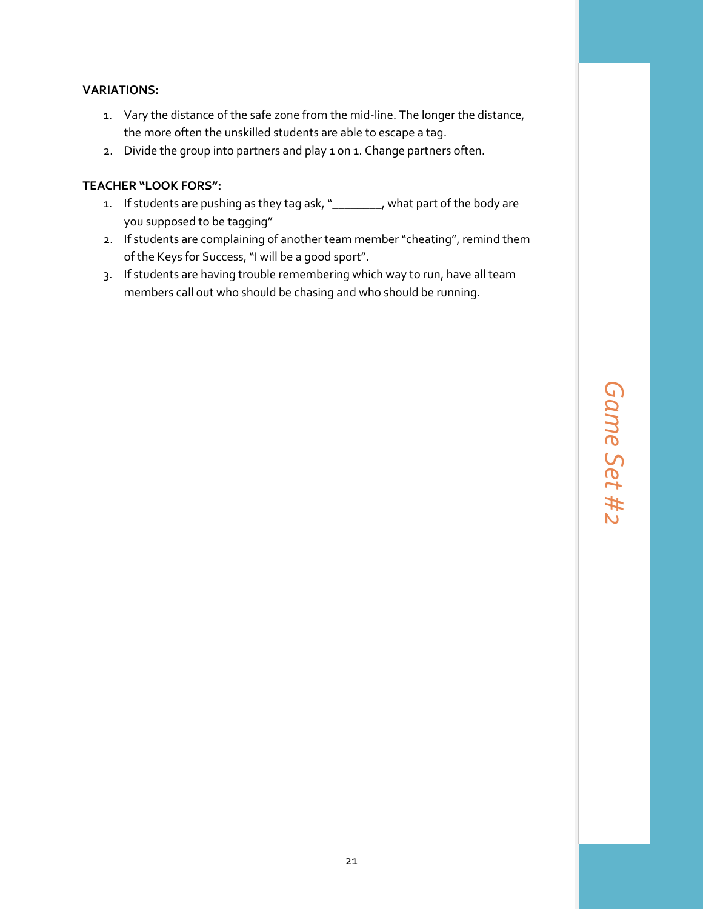**VARIATIONS:**

1. Vary the distance of the safe zone from the mid-line. The longer the distance, the more often the unskilled students are able to escape a tag.
2. Divide the group into partners and play 1 on 1. Change partners often.

**TEACHER "LOOK FORS":**

1. If students are pushing as they tag ask, "________, what part of the body are you supposed to be tagging"
2. If students are complaining of another team member "cheating", remind them of the Keys for Success, "I will be a good sport".
3. If students are having trouble remembering which way to run, have all team members call out who should be chasing and who should be running.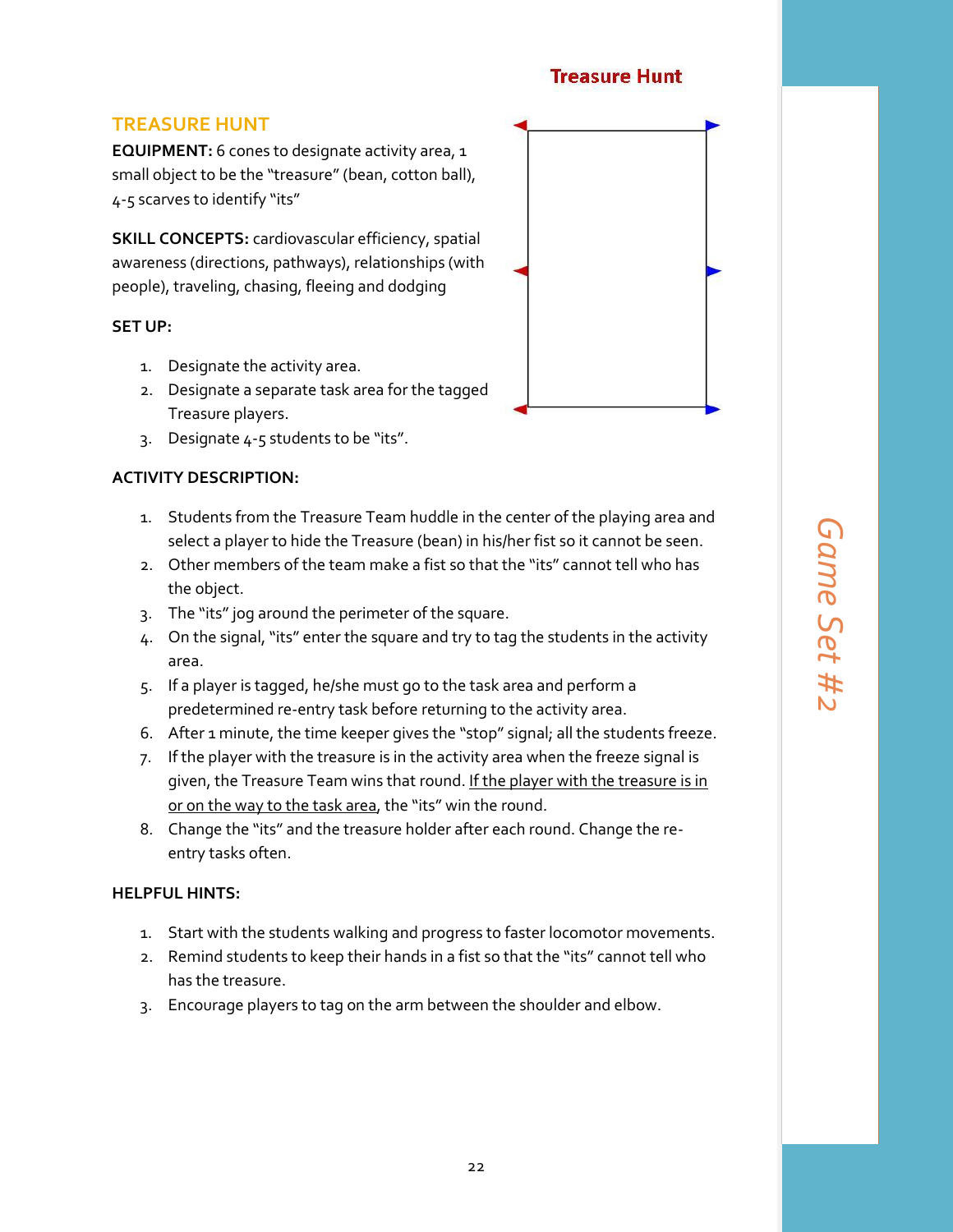## TREASURE HUNT

**EQUIPMENT:** 6 cones to designate activity area, 1 small object to be the "treasure" (bean, cotton ball), 4-5 scarves to identify "its"

**SKILL CONCEPTS:** cardiovascular efficiency, spatial awareness (directions, pathways), relationships (with people), traveling, chasing, fleeing and dodging

**SET UP:**

1. Designate the activity area.
2. Designate a separate task area for the tagged Treasure players.
3. Designate 4-5 students to be "its".

**ACTIVITY DESCRIPTION:**

1. Students from the Treasure Team huddle in the center of the playing area and select a player to hide the Treasure (bean) in his/her fist so it cannot be seen.
2. Other members of the team make a fist so that the "its" cannot tell who has the object.
3. The "its" jog around the perimeter of the square.
4. On the signal, "its" enter the square and try to tag the students in the activity area.
5. If a player is tagged, he/she must go to the task area and perform a predetermined re-entry task before returning to the activity area.
6. After 1 minute, the time keeper gives the "stop" signal; all the students freeze.
7. If the player with the treasure is in the activity area when the freeze signal is given, the Treasure Team wins that round. <u>If the player with the treasure is in or on the way to the task area</u>, the "its" win the round.
8. Change the "its" and the treasure holder after each round. Change the re-entry tasks often.

**HELPFUL HINTS:**

1. Start with the students walking and progress to faster locomotor movements.
2. Remind students to keep their hands in a fist so that the "its" cannot tell who has the treasure.
3. Encourage players to tag on the arm between the shoulder and elbow.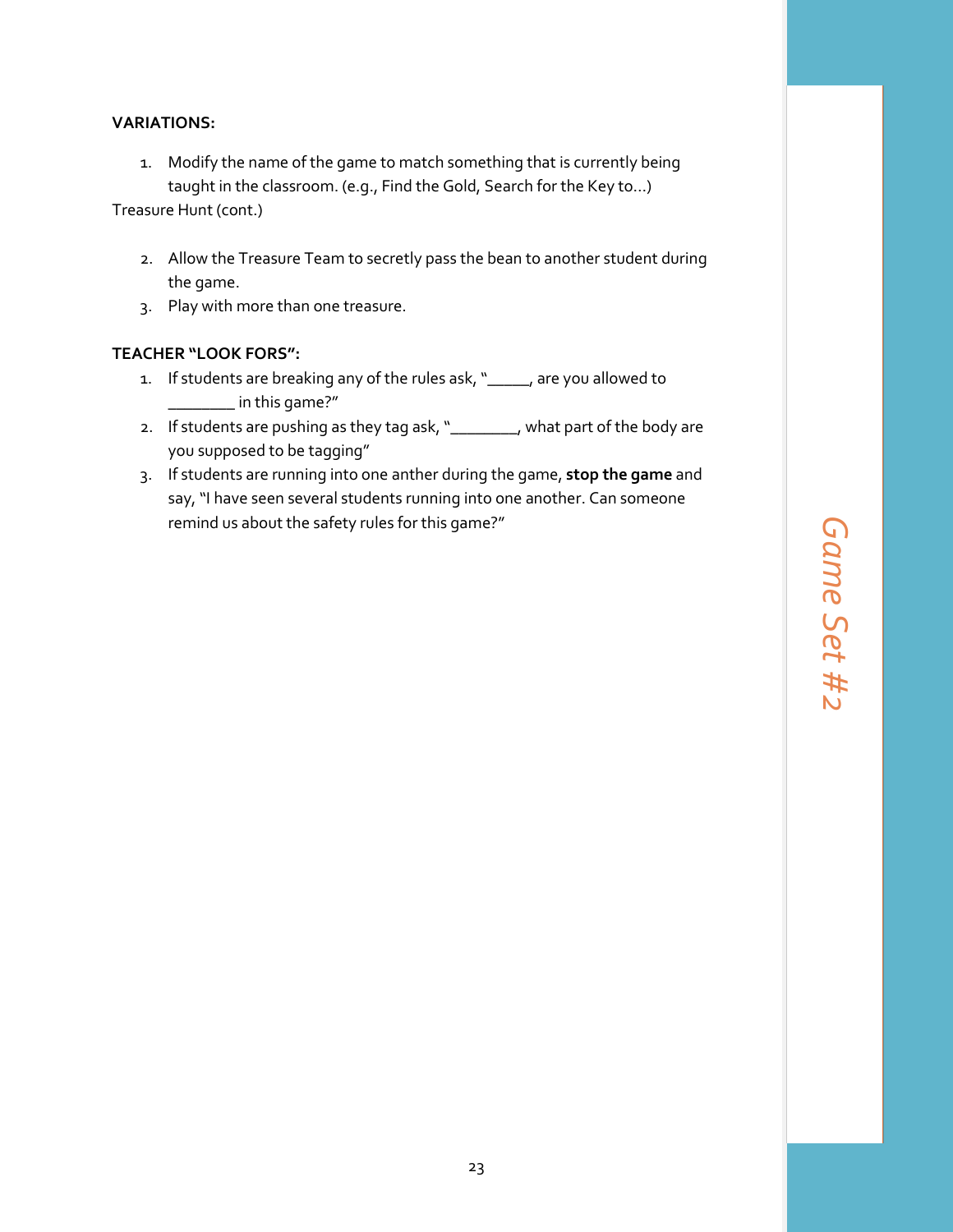**VARIATIONS:**

1. Modify the name of the game to match something that is currently being taught in the classroom. (e.g., Find the Gold, Search for the Key to…)

Treasure Hunt (cont.)

2. Allow the Treasure Team to secretly pass the bean to another student during the game.
3. Play with more than one treasure.

**TEACHER "LOOK FORS":**

1. If students are breaking any of the rules ask, "_____, are you allowed to ________ in this game?"
2. If students are pushing as they tag ask, "________, what part of the body are you supposed to be tagging"
3. If students are running into one anther during the game, **stop the game** and say, "I have seen several students running into one another. Can someone remind us about the safety rules for this game?"